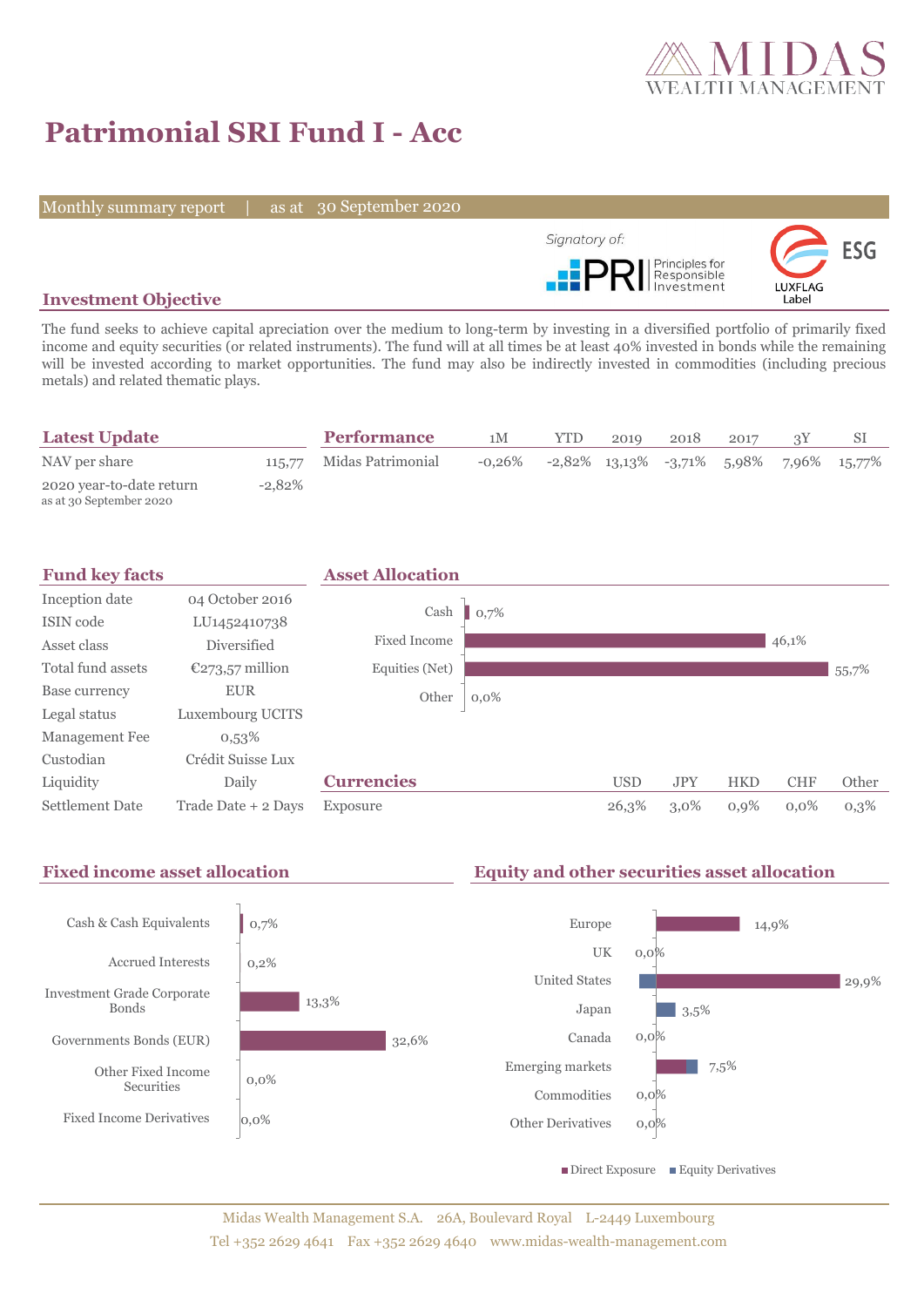# Patrimonial SRI Fund I - Acc

Monthly summary report | as at 30 September 2020

Signatory of: PRI Principles for Responsible Investment

ESG LUXFLAG Label

## Investment Objective

The fund seeks to achieve capital apreciation over the medium to long-term by investing in a diversified portfolio of primarily fixed income and equity securities (or related instruments). The fund will at all times be at least 40% invested in bonds while the remaining will be invested according to market opportunities. The fund may also be indirectly invested in commodities (including precious metals) and related thematic plays.

## Latest Update

| | |
|---|---|
| NAV per share | 115,77 |
| 2020 year-to-date return<br>as at 30 September 2020 | -2,82% |

## Performance

| | 1M | YTD | 2019 | 2018 | 2017 | 3Y | SI |
|---|---|---|---|---|---|---|---|
| Midas Patrimonial | -0,26% | -2,82% | 13,13% | -3,71% | 5,98% | 7,96% | 15,77% |

## Fund key facts

| | |
|---|---|
| Inception date | 04 October 2016 |
| ISIN code | LU1452410738 |
| Asset class | Diversified |
| Total fund assets | €273,57 million |
| Base currency | EUR |
| Legal status | Luxembourg UCITS |
| Management Fee | 0,53% |
| Custodian | Crédit Suisse Lux |
| Liquidity | Daily |
| Settlement Date | Trade Date + 2 Days |

## Asset Allocation

| | |
|---|---|
| Cash | 0,7% |
| Fixed Income | 46,1% |
| Equities (Net) | 55,7% |
| Other | 0,0% |

## Currencies

| | USD | JPY | HKD | CHF | Other |
|---|---|---|---|---|---|
| Exposure | 26,3% | 3,0% | 0,9% | 0,0% | 0,3% |

## Fixed income asset allocation

| | |
|---|---|
| Cash & Cash Equivalents | 0,7% |
| Accrued Interests | 0,2% |
| Investment Grade Corporate Bonds | 13,3% |
| Governments Bonds (EUR) | 32,6% |
| Other Fixed Income Securities | 0,0% |
| Fixed Income Derivatives | 0,0% |

## Equity and other securities asset allocation

| | |
|---|---|
| Europe | 14,9% |
| UK | 0,0% |
| United States | 29,9% |
| Japan | 3,5% |
| Canada | 0,0% |
| Emerging markets | 7,5% |
| Commodities | 0,0% |
| Other Derivatives | 0,0% |

■ Direct Exposure ■ Equity Derivatives

Midas Wealth Management S.A. 26A, Boulevard Royal L-2449 Luxembourg
Tel +352 2629 4641 Fax +352 2629 4640 www.midas-wealth-management.com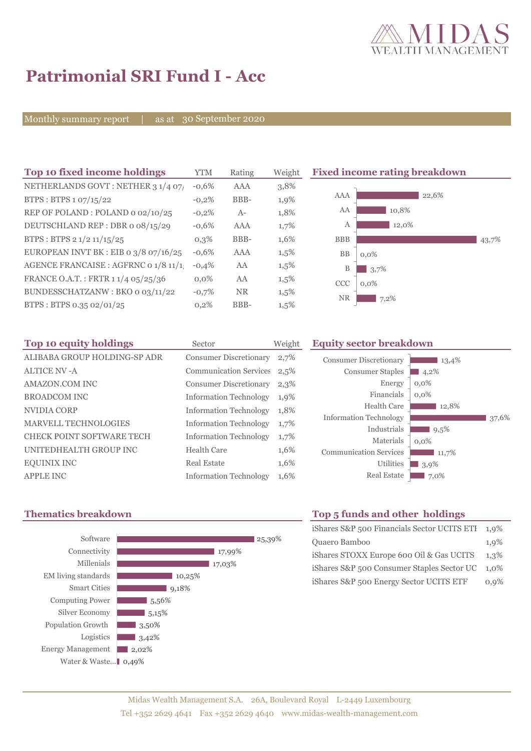# Patrimonial SRI Fund I - Acc

Monthly summary report | as at 30 September 2020

## Top 10 fixed income holdings

| Top 10 fixed income holdings | YTM | Rating | Weight |
|---|---|---|---|
| NETHERLANDS GOVT : NETHER 3 1/4 07/ | -0,6% | AAA | 3,8% |
| BTPS : BTPS 1 07/15/22 | -0,2% | BBB- | 1,9% |
| REP OF POLAND : POLAND 0 02/10/25 | -0,2% | A- | 1,8% |
| DEUTSCHLAND REP : DBR 0 08/15/29 | -0,6% | AAA | 1,7% |
| BTPS : BTPS 2 1/2 11/15/25 | 0,3% | BBB- | 1,6% |
| EUROPEAN INVT BK : EIB 0 3/8 07/16/25 | -0,6% | AAA | 1,5% |
| AGENCE FRANCAISE : AGFRNC 0 1/8 11/1 | -0,4% | AA | 1,5% |
| FRANCE O.A.T. : FRTR 1 1/4 05/25/36 | 0,0% | AA | 1,5% |
| BUNDESSCHATZANW : BKO 0 03/11/22 | -0,7% | NR | 1,5% |
| BTPS : BTPS 0.35 02/01/25 | 0,2% | BBB- | 1,5% |

## Fixed income rating breakdown

| Rating | Weight |
|---|---|
| AAA | 22,6% |
| AA | 10,8% |
| A | 12,0% |
| BBB | 43,7% |
| BB | 0,0% |
| B | 3,7% |
| CCC | 0,0% |
| NR | 7,2% |

## Top 10 equity holdings

| Top 10 equity holdings | Sector | Weight |
|---|---|---|
| ALIBABA GROUP HOLDING-SP ADR | Consumer Discretionary | 2,7% |
| ALTICE NV -A | Communication Services | 2,5% |
| AMAZON.COM INC | Consumer Discretionary | 2,3% |
| BROADCOM INC | Information Technology | 1,9% |
| NVIDIA CORP | Information Technology | 1,8% |
| MARVELL TECHNOLOGIES | Information Technology | 1,7% |
| CHECK POINT SOFTWARE TECH | Information Technology | 1,7% |
| UNITEDHEALTH GROUP INC | Health Care | 1,6% |
| EQUINIX INC | Real Estate | 1,6% |
| APPLE INC | Information Technology | 1,6% |

## Equity sector breakdown

| Sector | Weight |
|---|---|
| Consumer Discretionary | 13,4% |
| Consumer Staples | 4,2% |
| Energy | 0,0% |
| Financials | 0,0% |
| Health Care | 12,8% |
| Information Technology | 37,6% |
| Industrials | 9,5% |
| Materials | 0,0% |
| Communication Services | 11,7% |
| Utilities | 3,9% |
| Real Estate | 7,0% |

## Thematics breakdown

| Thematic | Weight |
|---|---|
| Software | 25,39% |
| Connectivity | 17,99% |
| Millenials | 17,03% |
| EM living standards | 10,25% |
| Smart Cities | 9,18% |
| Computing Power | 5,56% |
| Silver Economy | 5,15% |
| Population Growth | 3,50% |
| Logistics | 3,42% |
| Energy Management | 2,02% |
| Water & Waste... | 0,49% |

## Top 5 funds and other holdings

| Fund | Weight |
|---|---|
| iShares S&P 500 Financials Sector UCITS ETF | 1,9% |
| Quaero Bamboo | 1,9% |
| iShares STOXX Europe 600 Oil & Gas UCITS | 1,3% |
| iShares S&P 500 Consumer Staples Sector UC | 1,0% |
| iShares S&P 500 Energy Sector UCITS ETF | 0,9% |

Midas Wealth Management S.A. 26A, Boulevard Royal L-2449 Luxembourg
Tel +352 2629 4641 Fax +352 2629 4640 www.midas-wealth-management.com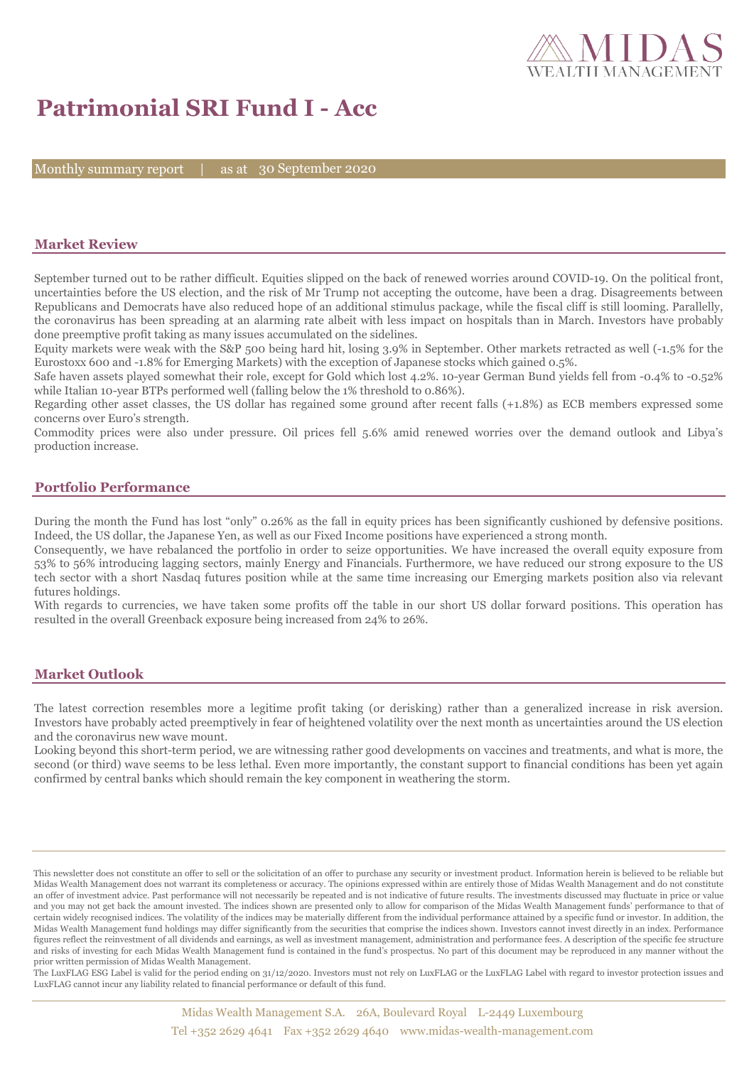# Patrimonial SRI Fund I - Acc

Monthly summary report | as at 30 September 2020

## Market Review

September turned out to be rather difficult. Equities slipped on the back of renewed worries around COVID-19. On the political front, uncertainties before the US election, and the risk of Mr Trump not accepting the outcome, have been a drag. Disagreements between Republicans and Democrats have also reduced hope of an additional stimulus package, while the fiscal cliff is still looming. Parallelly, the coronavirus has been spreading at an alarming rate albeit with less impact on hospitals than in March. Investors have probably done preemptive profit taking as many issues accumulated on the sidelines.

Equity markets were weak with the S&P 500 being hard hit, losing 3.9% in September. Other markets retracted as well (-1.5% for the Eurostoxx 600 and -1.8% for Emerging Markets) with the exception of Japanese stocks which gained 0.5%.

Safe haven assets played somewhat their role, except for Gold which lost 4.2%. 10-year German Bund yields fell from -0.4% to -0.52% while Italian 10-year BTPs performed well (falling below the 1% threshold to 0.86%).

Regarding other asset classes, the US dollar has regained some ground after recent falls (+1.8%) as ECB members expressed some concerns over Euro's strength.

Commodity prices were also under pressure. Oil prices fell 5.6% amid renewed worries over the demand outlook and Libya's production increase.

## Portfolio Performance

During the month the Fund has lost "only" 0.26% as the fall in equity prices has been significantly cushioned by defensive positions. Indeed, the US dollar, the Japanese Yen, as well as our Fixed Income positions have experienced a strong month.

Consequently, we have rebalanced the portfolio in order to seize opportunities. We have increased the overall equity exposure from 53% to 56% introducing lagging sectors, mainly Energy and Financials. Furthermore, we have reduced our strong exposure to the US tech sector with a short Nasdaq futures position while at the same time increasing our Emerging markets position also via relevant futures holdings.

With regards to currencies, we have taken some profits off the table in our short US dollar forward positions. This operation has resulted in the overall Greenback exposure being increased from 24% to 26%.

## Market Outlook

The latest correction resembles more a legitime profit taking (or derisking) rather than a generalized increase in risk aversion. Investors have probably acted preemptively in fear of heightened volatility over the next month as uncertainties around the US election and the coronavirus new wave mount.

Looking beyond this short-term period, we are witnessing rather good developments on vaccines and treatments, and what is more, the second (or third) wave seems to be less lethal. Even more importantly, the constant support to financial conditions has been yet again confirmed by central banks which should remain the key component in weathering the storm.

---

This newsletter does not constitute an offer to sell or the solicitation of an offer to purchase any security or investment product. Information herein is believed to be reliable but Midas Wealth Management does not warrant its completeness or accuracy. The opinions expressed within are entirely those of Midas Wealth Management and do not constitute an offer of investment advice. Past performance will not necessarily be repeated and is not indicative of future results. The investments discussed may fluctuate in price or value and you may not get back the amount invested. The indices shown are presented only to allow for comparison of the Midas Wealth Management funds' performance to that of certain widely recognised indices. The volatility of the indices may be materially different from the individual performance attained by a specific fund or investor. In addition, the Midas Wealth Management fund holdings may differ significantly from the securities that comprise the indices shown. Investors cannot invest directly in an index. Performance figures reflect the reinvestment of all dividends and earnings, as well as investment management, administration and performance fees. A description of the specific fee structure and risks of investing for each Midas Wealth Management fund is contained in the fund's prospectus. No part of this document may be reproduced in any manner without the prior written permission of Midas Wealth Management.

The LuxFLAG ESG Label is valid for the period ending on 31/12/2020. Investors must not rely on LuxFLAG or the LuxFLAG Label with regard to investor protection issues and LuxFLAG cannot incur any liability related to financial performance or default of this fund.

Midas Wealth Management S.A. 26A, Boulevard Royal L-2449 Luxembourg
Tel +352 2629 4641 Fax +352 2629 4640 www.midas-wealth-management.com